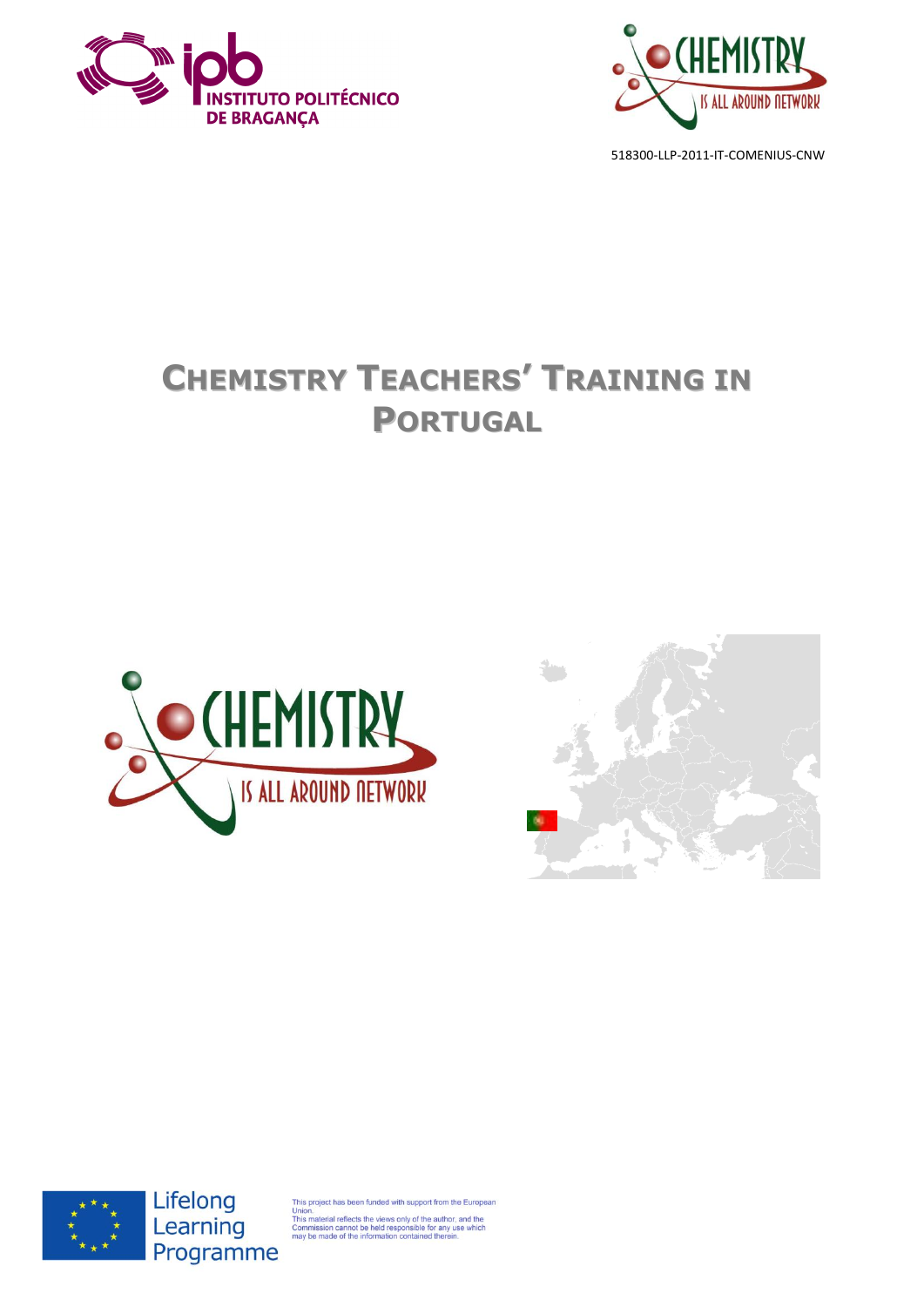518300-LLP-2011-IT-COMENIUS-CNW

# Chemistry Teachers' Training in Portugal

This project has been funded with support from the European Union.
This material reflects the views only of the author, and the Commission cannot be held responsible for any use which may be made of the information contained therein.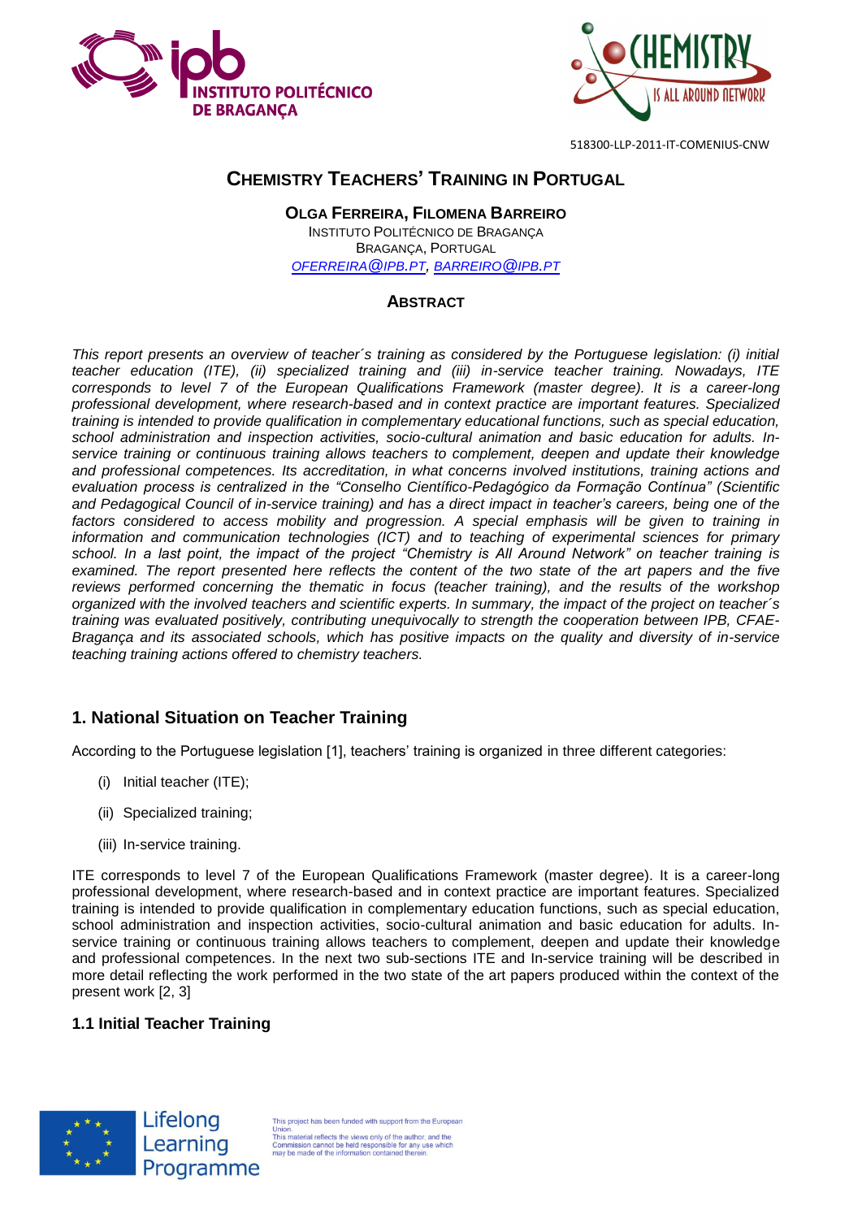## Chemistry Teachers' Training in Portugal

**Olga Ferreira, Filomena Barreiro**

Instituto Politécnico de Bragança

Bragança, Portugal

oferreira@ipb.pt, barreiro@ipb.pt

### Abstract

*This report presents an overview of teacher´s training as considered by the Portuguese legislation: (i) initial teacher education (ITE), (ii) specialized training and (iii) in-service teacher training. Nowadays, ITE corresponds to level 7 of the European Qualifications Framework (master degree). It is a career-long professional development, where research-based and in context practice are important features. Specialized training is intended to provide qualification in complementary educational functions, such as special education, school administration and inspection activities, socio-cultural animation and basic education for adults. In-service training or continuous training allows teachers to complement, deepen and update their knowledge and professional competences. Its accreditation, in what concerns involved institutions, training actions and evaluation process is centralized in the "Conselho Científico-Pedagógico da Formação Contínua" (Scientific and Pedagogical Council of in-service training) and has a direct impact in teacher's careers, being one of the factors considered to access mobility and progression. A special emphasis will be given to training in information and communication technologies (ICT) and to teaching of experimental sciences for primary school. In a last point, the impact of the project "Chemistry is All Around Network" on teacher training is examined. The report presented here reflects the content of the two state of the art papers and the five reviews performed concerning the thematic in focus (teacher training), and the results of the workshop organized with the involved teachers and scientific experts. In summary, the impact of the project on teacher´s training was evaluated positively, contributing unequivocally to strength the cooperation between IPB, CFAE-Bragança and its associated schools, which has positive impacts on the quality and diversity of in-service teaching training actions offered to chemistry teachers.*

## 1. National Situation on Teacher Training

According to the Portuguese legislation [1], teachers' training is organized in three different categories:

(i) Initial teacher (ITE);

(ii) Specialized training;

(iii) In-service training.

ITE corresponds to level 7 of the European Qualifications Framework (master degree). It is a career-long professional development, where research-based and in context practice are important features. Specialized training is intended to provide qualification in complementary education functions, such as special education, school administration and inspection activities, socio-cultural animation and basic education for adults. In-service training or continuous training allows teachers to complement, deepen and update their knowledge and professional competences. In the next two sub-sections ITE and In-service training will be described in more detail reflecting the work performed in the two state of the art papers produced within the context of the present work [2, 3]

### 1.1 Initial Teacher Training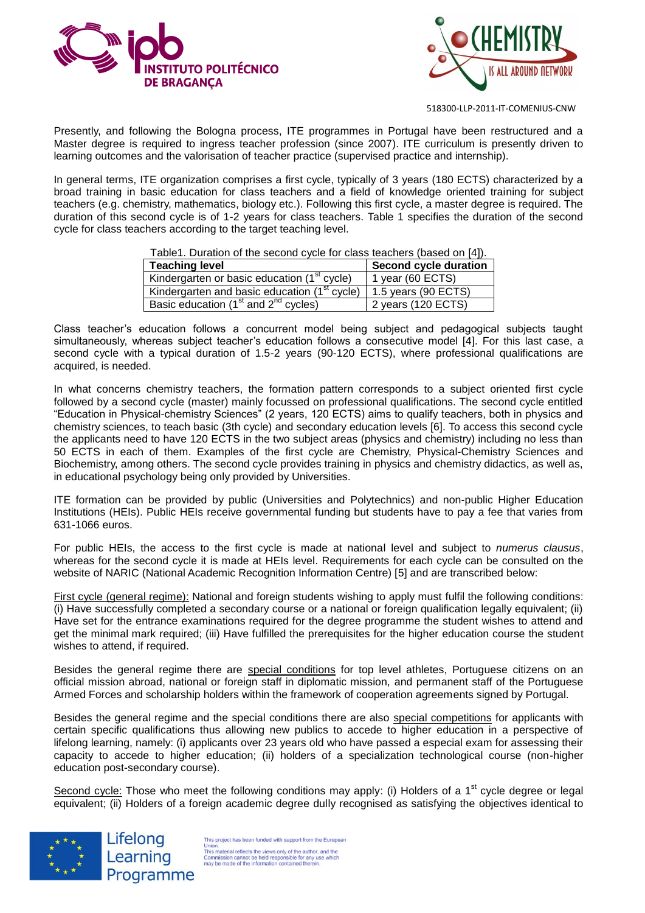Presently, and following the Bologna process, ITE programmes in Portugal have been restructured and a Master degree is required to ingress teacher profession (since 2007). ITE curriculum is presently driven to learning outcomes and the valorisation of teacher practice (supervised practice and internship).

In general terms, ITE organization comprises a first cycle, typically of 3 years (180 ECTS) characterized by a broad training in basic education for class teachers and a field of knowledge oriented training for subject teachers (e.g. chemistry, mathematics, biology etc.). Following this first cycle, a master degree is required. The duration of this second cycle is of 1-2 years for class teachers. Table 1 specifies the duration of the second cycle for class teachers according to the target teaching level.

Table1. Duration of the second cycle for class teachers (based on [4]).

| **Teaching level** | **Second cycle duration** |
|---|---|
| Kindergarten or basic education (1st cycle) | 1 year (60 ECTS) |
| Kindergarten and basic education (1st cycle) | 1.5 years (90 ECTS) |
| Basic education (1st and 2nd cycles) | 2 years (120 ECTS) |

Class teacher's education follows a concurrent model being subject and pedagogical subjects taught simultaneously, whereas subject teacher's education follows a consecutive model [4]. For this last case, a second cycle with a typical duration of 1.5-2 years (90-120 ECTS), where professional qualifications are acquired, is needed.

In what concerns chemistry teachers, the formation pattern corresponds to a subject oriented first cycle followed by a second cycle (master) mainly focussed on professional qualifications. The second cycle entitled "Education in Physical-chemistry Sciences" (2 years, 120 ECTS) aims to qualify teachers, both in physics and chemistry sciences, to teach basic (3th cycle) and secondary education levels [6]. To access this second cycle the applicants need to have 120 ECTS in the two subject areas (physics and chemistry) including no less than 50 ECTS in each of them. Examples of the first cycle are Chemistry, Physical-Chemistry Sciences and Biochemistry, among others. The second cycle provides training in physics and chemistry didactics, as well as, in educational psychology being only provided by Universities.

ITE formation can be provided by public (Universities and Polytechnics) and non-public Higher Education Institutions (HEIs). Public HEIs receive governmental funding but students have to pay a fee that varies from 631-1066 euros.

For public HEIs, the access to the first cycle is made at national level and subject to *numerus clausus*, whereas for the second cycle it is made at HEIs level. Requirements for each cycle can be consulted on the website of NARIC (National Academic Recognition Information Centre) [5] and are transcribed below:

First cycle (general regime): National and foreign students wishing to apply must fulfil the following conditions: (i) Have successfully completed a secondary course or a national or foreign qualification legally equivalent; (ii) Have set for the entrance examinations required for the degree programme the student wishes to attend and get the minimal mark required; (iii) Have fulfilled the prerequisites for the higher education course the student wishes to attend, if required.

Besides the general regime there are special conditions for top level athletes, Portuguese citizens on an official mission abroad, national or foreign staff in diplomatic mission, and permanent staff of the Portuguese Armed Forces and scholarship holders within the framework of cooperation agreements signed by Portugal.

Besides the general regime and the special conditions there are also special competitions for applicants with certain specific qualifications thus allowing new publics to accede to higher education in a perspective of lifelong learning, namely: (i) applicants over 23 years old who have passed a especial exam for assessing their capacity to accede to higher education; (ii) holders of a specialization technological course (non-higher education post-secondary course).

Second cycle: Those who meet the following conditions may apply: (i) Holders of a 1st cycle degree or legal equivalent; (ii) Holders of a foreign academic degree dully recognised as satisfying the objectives identical to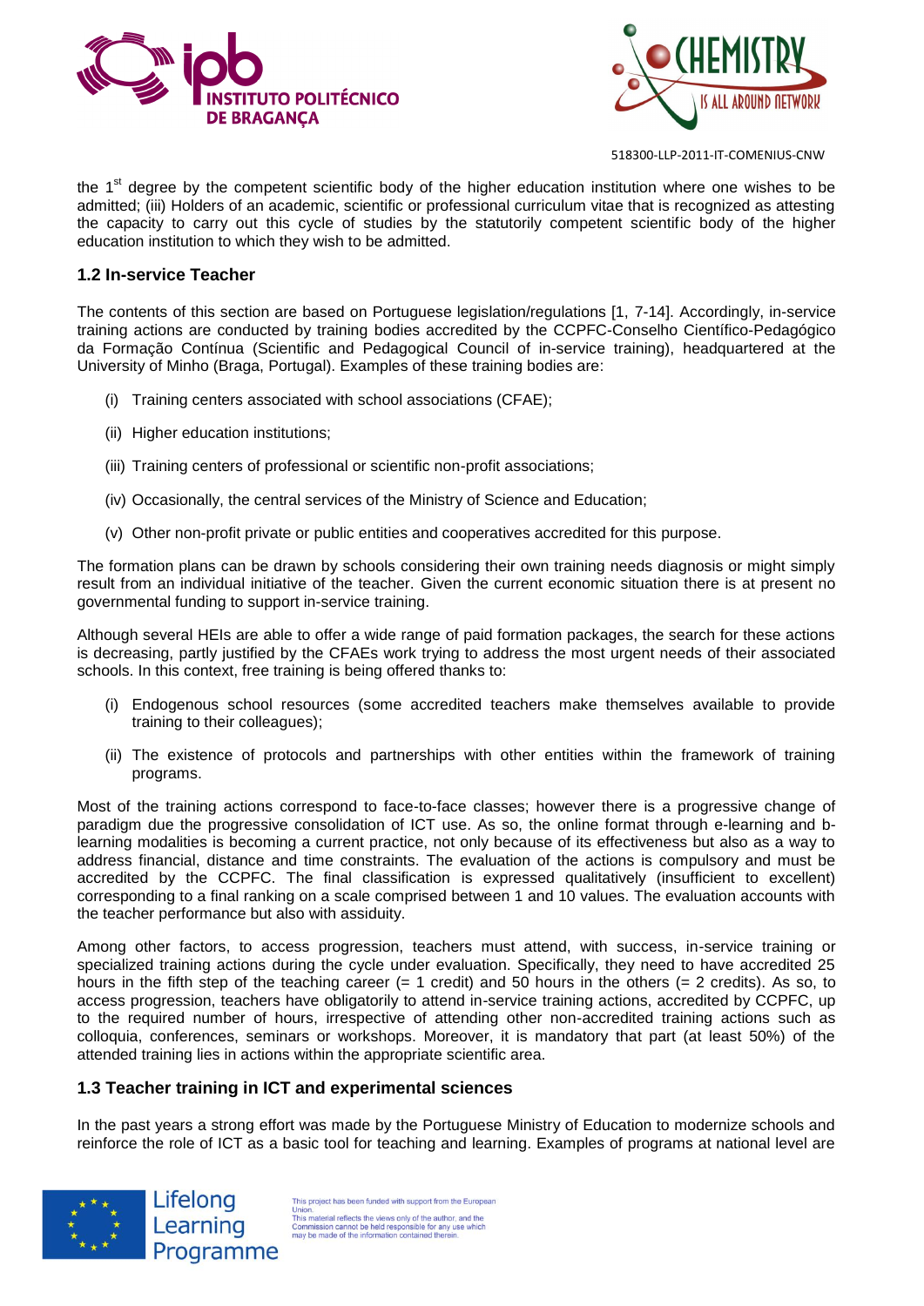the 1st degree by the competent scientific body of the higher education institution where one wishes to be admitted; (iii) Holders of an academic, scientific or professional curriculum vitae that is recognized as attesting the capacity to carry out this cycle of studies by the statutorily competent scientific body of the higher education institution to which they wish to be admitted.

### 1.2 In-service Teacher

The contents of this section are based on Portuguese legislation/regulations [1, 7-14]. Accordingly, in-service training actions are conducted by training bodies accredited by the CCPFC-Conselho Científico-Pedagógico da Formação Contínua (Scientific and Pedagogical Council of in-service training), headquartered at the University of Minho (Braga, Portugal). Examples of these training bodies are:

(i) Training centers associated with school associations (CFAE);

(ii) Higher education institutions;

(iii) Training centers of professional or scientific non-profit associations;

(iv) Occasionally, the central services of the Ministry of Science and Education;

(v) Other non-profit private or public entities and cooperatives accredited for this purpose.

The formation plans can be drawn by schools considering their own training needs diagnosis or might simply result from an individual initiative of the teacher. Given the current economic situation there is at present no governmental funding to support in-service training.

Although several HEIs are able to offer a wide range of paid formation packages, the search for these actions is decreasing, partly justified by the CFAEs work trying to address the most urgent needs of their associated schools. In this context, free training is being offered thanks to:

(i) Endogenous school resources (some accredited teachers make themselves available to provide training to their colleagues);

(ii) The existence of protocols and partnerships with other entities within the framework of training programs.

Most of the training actions correspond to face-to-face classes; however there is a progressive change of paradigm due the progressive consolidation of ICT use. As so, the online format through e-learning and b-learning modalities is becoming a current practice, not only because of its effectiveness but also as a way to address financial, distance and time constraints. The evaluation of the actions is compulsory and must be accredited by the CCPFC. The final classification is expressed qualitatively (insufficient to excellent) corresponding to a final ranking on a scale comprised between 1 and 10 values. The evaluation accounts with the teacher performance but also with assiduity.

Among other factors, to access progression, teachers must attend, with success, in-service training or specialized training actions during the cycle under evaluation. Specifically, they need to have accredited 25 hours in the fifth step of the teaching career (= 1 credit) and 50 hours in the others (= 2 credits). As so, to access progression, teachers have obligatorily to attend in-service training actions, accredited by CCPFC, up to the required number of hours, irrespective of attending other non-accredited training actions such as colloquia, conferences, seminars or workshops. Moreover, it is mandatory that part (at least 50%) of the attended training lies in actions within the appropriate scientific area.

### 1.3 Teacher training in ICT and experimental sciences

In the past years a strong effort was made by the Portuguese Ministry of Education to modernize schools and reinforce the role of ICT as a basic tool for teaching and learning. Examples of programs at national level are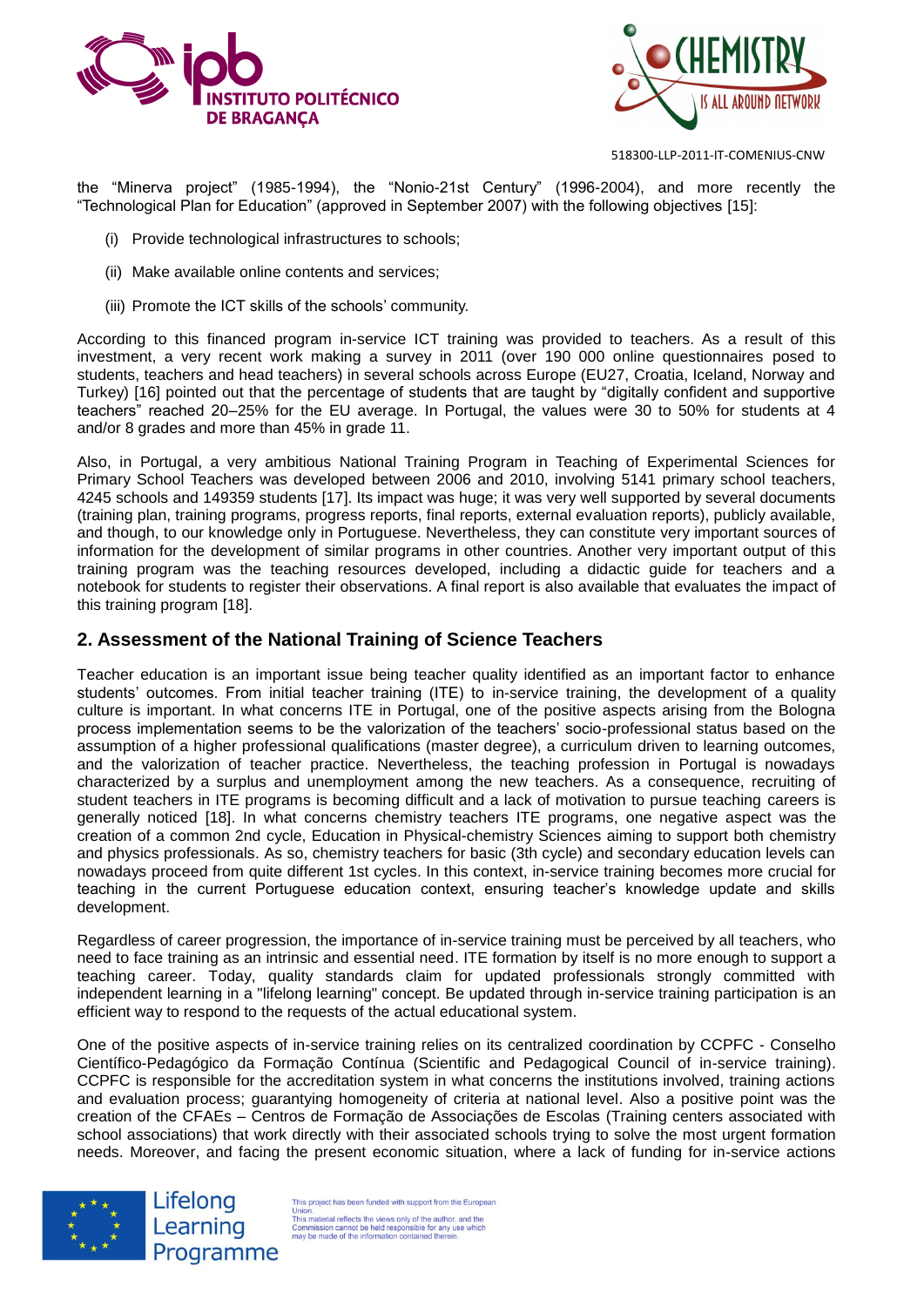the "Minerva project" (1985-1994), the "Nonio-21st Century" (1996-2004), and more recently the "Technological Plan for Education" (approved in September 2007) with the following objectives [15]:

(i) Provide technological infrastructures to schools;

(ii) Make available online contents and services;

(iii) Promote the ICT skills of the schools' community.

According to this financed program in-service ICT training was provided to teachers. As a result of this investment, a very recent work making a survey in 2011 (over 190 000 online questionnaires posed to students, teachers and head teachers) in several schools across Europe (EU27, Croatia, Iceland, Norway and Turkey) [16] pointed out that the percentage of students that are taught by "digitally confident and supportive teachers" reached 20–25% for the EU average. In Portugal, the values were 30 to 50% for students at 4 and/or 8 grades and more than 45% in grade 11.

Also, in Portugal, a very ambitious National Training Program in Teaching of Experimental Sciences for Primary School Teachers was developed between 2006 and 2010, involving 5141 primary school teachers, 4245 schools and 149359 students [17]. Its impact was huge; it was very well supported by several documents (training plan, training programs, progress reports, final reports, external evaluation reports), publicly available, and though, to our knowledge only in Portuguese. Nevertheless, they can constitute very important sources of information for the development of similar programs in other countries. Another very important output of this training program was the teaching resources developed, including a didactic guide for teachers and a notebook for students to register their observations. A final report is also available that evaluates the impact of this training program [18].

## 2. Assessment of the National Training of Science Teachers

Teacher education is an important issue being teacher quality identified as an important factor to enhance students' outcomes. From initial teacher training (ITE) to in-service training, the development of a quality culture is important. In what concerns ITE in Portugal, one of the positive aspects arising from the Bologna process implementation seems to be the valorization of the teachers' socio-professional status based on the assumption of a higher professional qualifications (master degree), a curriculum driven to learning outcomes, and the valorization of teacher practice. Nevertheless, the teaching profession in Portugal is nowadays characterized by a surplus and unemployment among the new teachers. As a consequence, recruiting of student teachers in ITE programs is becoming difficult and a lack of motivation to pursue teaching careers is generally noticed [18]. In what concerns chemistry teachers ITE programs, one negative aspect was the creation of a common 2nd cycle, Education in Physical-chemistry Sciences aiming to support both chemistry and physics professionals. As so, chemistry teachers for basic (3th cycle) and secondary education levels can nowadays proceed from quite different 1st cycles. In this context, in-service training becomes more crucial for teaching in the current Portuguese education context, ensuring teacher's knowledge update and skills development.

Regardless of career progression, the importance of in-service training must be perceived by all teachers, who need to face training as an intrinsic and essential need. ITE formation by itself is no more enough to support a teaching career. Today, quality standards claim for updated professionals strongly committed with independent learning in a "lifelong learning" concept. Be updated through in-service training participation is an efficient way to respond to the requests of the actual educational system.

One of the positive aspects of in-service training relies on its centralized coordination by CCPFC - Conselho Científico-Pedagógico da Formação Contínua (Scientific and Pedagogical Council of in-service training). CCPFC is responsible for the accreditation system in what concerns the institutions involved, training actions and evaluation process; guarantying homogeneity of criteria at national level. Also a positive point was the creation of the CFAEs – Centros de Formação de Associações de Escolas (Training centers associated with school associations) that work directly with their associated schools trying to solve the most urgent formation needs. Moreover, and facing the present economic situation, where a lack of funding for in-service actions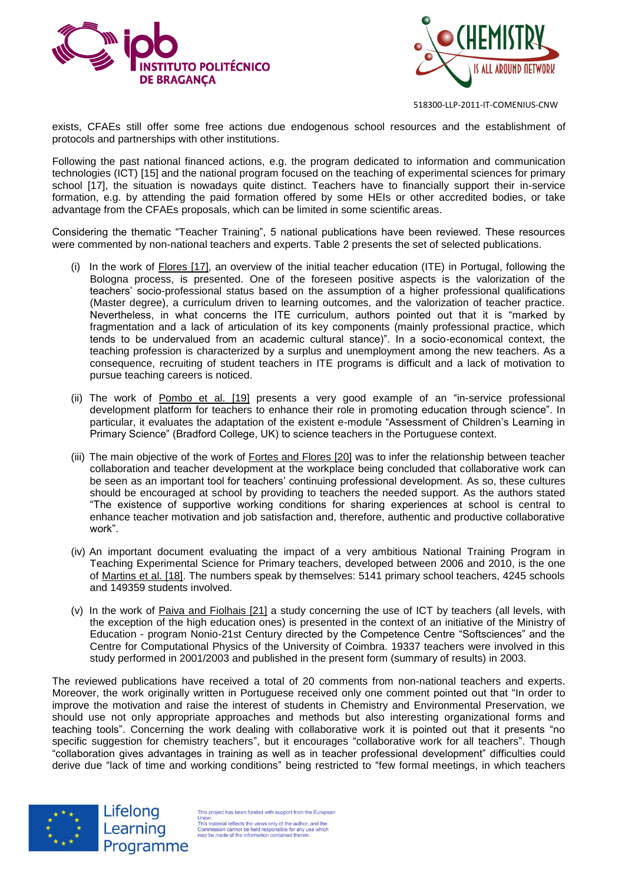exists, CFAEs still offer some free actions due endogenous school resources and the establishment of protocols and partnerships with other institutions.

Following the past national financed actions, e.g. the program dedicated to information and communication technologies (ICT) [15] and the national program focused on the teaching of experimental sciences for primary school [17], the situation is nowadays quite distinct. Teachers have to financially support their in-service formation, e.g. by attending the paid formation offered by some HEIs or other accredited bodies, or take advantage from the CFAEs proposals, which can be limited in some scientific areas.

Considering the thematic “Teacher Training”, 5 national publications have been reviewed. These resources were commented by non-national teachers and experts. Table 2 presents the set of selected publications.

(i) In the work of Flores [17], an overview of the initial teacher education (ITE) in Portugal, following the Bologna process, is presented. One of the foreseen positive aspects is the valorization of the teachers’ socio-professional status based on the assumption of a higher professional qualifications (Master degree), a curriculum driven to learning outcomes, and the valorization of teacher practice. Nevertheless, in what concerns the ITE curriculum, authors pointed out that it is “marked by fragmentation and a lack of articulation of its key components (mainly professional practice, which tends to be undervalued from an academic cultural stance)”. In a socio-economical context, the teaching profession is characterized by a surplus and unemployment among the new teachers. As a consequence, recruiting of student teachers in ITE programs is difficult and a lack of motivation to pursue teaching careers is noticed.

(ii) The work of Pombo et al. [19] presents a very good example of an “in-service professional development platform for teachers to enhance their role in promoting education through science”. In particular, it evaluates the adaptation of the existent e-module “Assessment of Children’s Learning in Primary Science” (Bradford College, UK) to science teachers in the Portuguese context.

(iii) The main objective of the work of Fortes and Flores [20] was to infer the relationship between teacher collaboration and teacher development at the workplace being concluded that collaborative work can be seen as an important tool for teachers’ continuing professional development. As so, these cultures should be encouraged at school by providing to teachers the needed support. As the authors stated “The existence of supportive working conditions for sharing experiences at school is central to enhance teacher motivation and job satisfaction and, therefore, authentic and productive collaborative work”.

(iv) An important document evaluating the impact of a very ambitious National Training Program in Teaching Experimental Science for Primary teachers, developed between 2006 and 2010, is the one of Martins et al. [18]. The numbers speak by themselves: 5141 primary school teachers, 4245 schools and 149359 students involved.

(v) In the work of Paiva and Fiolhais [21] a study concerning the use of ICT by teachers (all levels, with the exception of the high education ones) is presented in the context of an initiative of the Ministry of Education - program Nonio-21st Century directed by the Competence Centre “Softsciences” and the Centre for Computational Physics of the University of Coimbra. 19337 teachers were involved in this study performed in 2001/2003 and published in the present form (summary of results) in 2003.

The reviewed publications have received a total of 20 comments from non-national teachers and experts. Moreover, the work originally written in Portuguese received only one comment pointed out that “In order to improve the motivation and raise the interest of students in Chemistry and Environmental Preservation, we should use not only appropriate approaches and methods but also interesting organizational forms and teaching tools”. Concerning the work dealing with collaborative work it is pointed out that it presents “no specific suggestion for chemistry teachers”, but it encourages “collaborative work for all teachers”. Though “collaboration gives advantages in training as well as in teacher professional development” difficulties could derive due “lack of time and working conditions” being restricted to “few formal meetings, in which teachers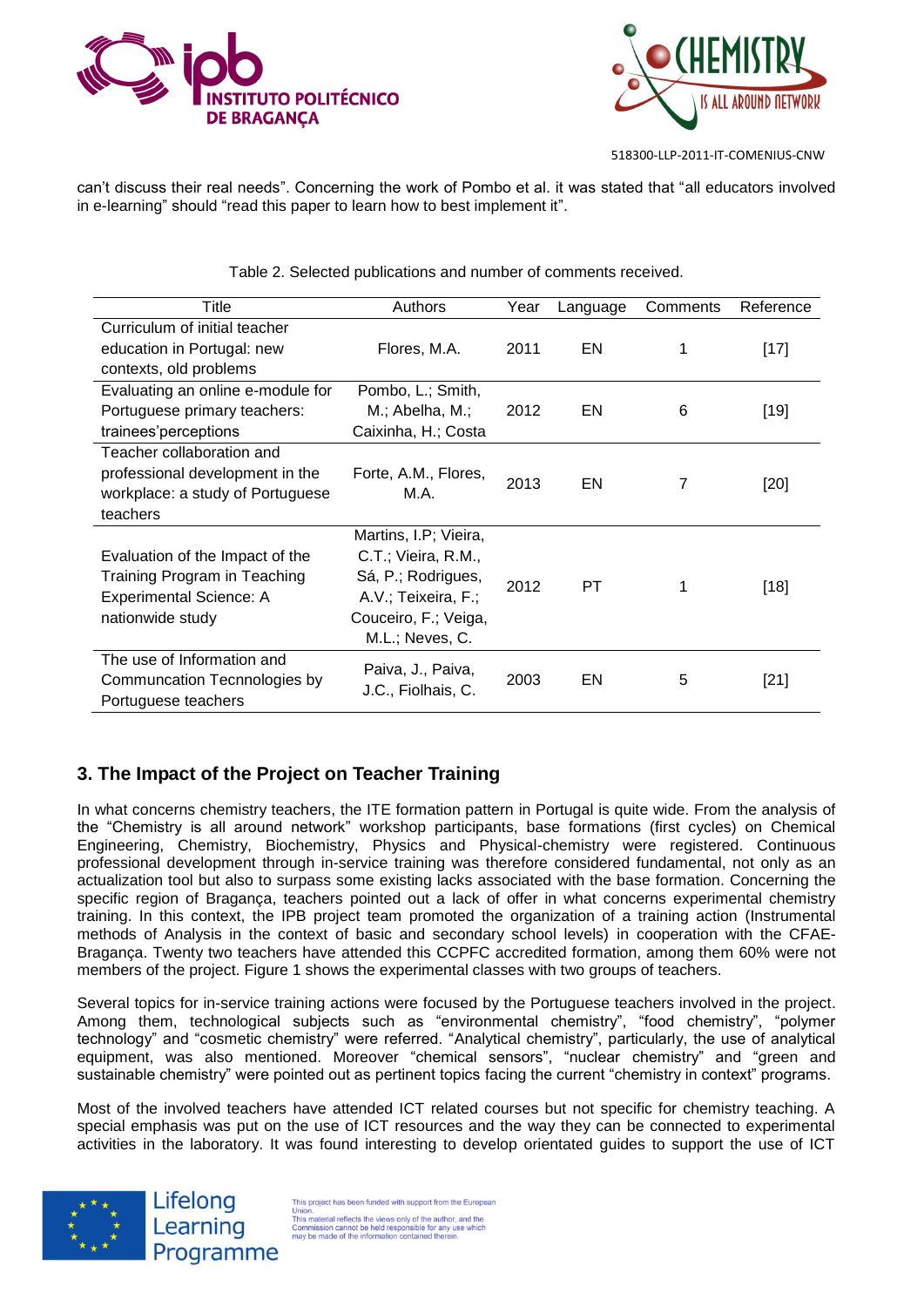can't discuss their real needs". Concerning the work of Pombo et al. it was stated that "all educators involved in e-learning" should "read this paper to learn how to best implement it".

Table 2. Selected publications and number of comments received.

| Title | Authors | Year | Language | Comments | Reference |
|---|---|---|---|---|---|
| Curriculum of initial teacher education in Portugal: new contexts, old problems | Flores, M.A. | 2011 | EN | 1 | [17] |
| Evaluating an online e-module for Portuguese primary teachers: trainees'perceptions | Pombo, L.; Smith, M.; Abelha, M.; Caixinha, H.; Costa | 2012 | EN | 6 | [19] |
| Teacher collaboration and professional development in the workplace: a study of Portuguese teachers | Forte, A.M., Flores, M.A. | 2013 | EN | 7 | [20] |
| Evaluation of the Impact of the Training Program in Teaching Experimental Science: A nationwide study | Martins, I.P; Vieira, C.T.; Vieira, R.M., Sá, P.; Rodrigues, A.V.; Teixeira, F.; Couceiro, F.; Veiga, M.L.; Neves, C. | 2012 | PT | 1 | [18] |
| The use of Information and Communcation Tecnnologies by Portuguese teachers | Paiva, J., Paiva, J.C., Fiolhais, C. | 2003 | EN | 5 | [21] |

## 3. The Impact of the Project on Teacher Training

In what concerns chemistry teachers, the ITE formation pattern in Portugal is quite wide. From the analysis of the "Chemistry is all around network" workshop participants, base formations (first cycles) on Chemical Engineering, Chemistry, Biochemistry, Physics and Physical-chemistry were registered. Continuous professional development through in-service training was therefore considered fundamental, not only as an actualization tool but also to surpass some existing lacks associated with the base formation. Concerning the specific region of Bragança, teachers pointed out a lack of offer in what concerns experimental chemistry training. In this context, the IPB project team promoted the organization of a training action (Instrumental methods of Analysis in the context of basic and secondary school levels) in cooperation with the CFAE-Bragança. Twenty two teachers have attended this CCPFC accredited formation, among them 60% were not members of the project. Figure 1 shows the experimental classes with two groups of teachers.

Several topics for in-service training actions were focused by the Portuguese teachers involved in the project. Among them, technological subjects such as "environmental chemistry", "food chemistry", "polymer technology" and "cosmetic chemistry" were referred. "Analytical chemistry", particularly, the use of analytical equipment, was also mentioned. Moreover "chemical sensors", "nuclear chemistry" and "green and sustainable chemistry" were pointed out as pertinent topics facing the current "chemistry in context" programs.

Most of the involved teachers have attended ICT related courses but not specific for chemistry teaching. A special emphasis was put on the use of ICT resources and the way they can be connected to experimental activities in the laboratory. It was found interesting to develop orientated guides to support the use of ICT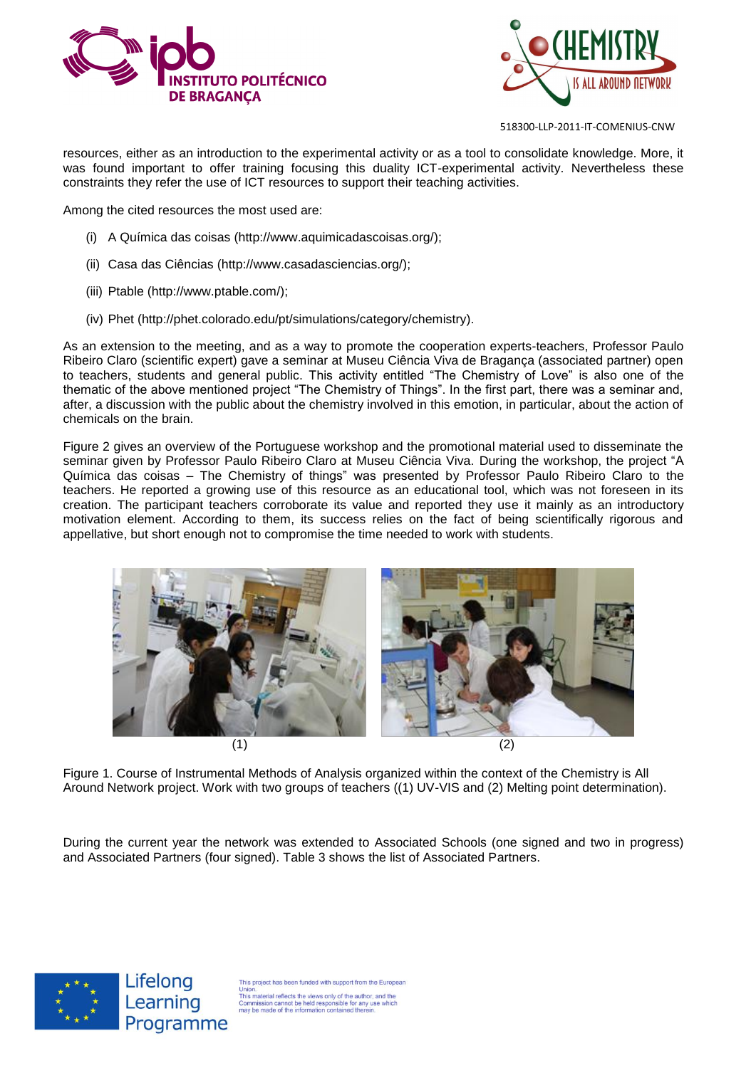resources, either as an introduction to the experimental activity or as a tool to consolidate knowledge. More, it was found important to offer training focusing this duality ICT-experimental activity. Nevertheless these constraints they refer the use of ICT resources to support their teaching activities.

Among the cited resources the most used are:

(i) A Química das coisas (http://www.aquimicadascoisas.org/);

(ii) Casa das Ciências (http://www.casadasciencias.org/);

(iii) Ptable (http://www.ptable.com/);

(iv) Phet (http://phet.colorado.edu/pt/simulations/category/chemistry).

As an extension to the meeting, and as a way to promote the cooperation experts-teachers, Professor Paulo Ribeiro Claro (scientific expert) gave a seminar at Museu Ciência Viva de Bragança (associated partner) open to teachers, students and general public. This activity entitled "The Chemistry of Love" is also one of the thematic of the above mentioned project "The Chemistry of Things". In the first part, there was a seminar and, after, a discussion with the public about the chemistry involved in this emotion, in particular, about the action of chemicals on the brain.

Figure 2 gives an overview of the Portuguese workshop and the promotional material used to disseminate the seminar given by Professor Paulo Ribeiro Claro at Museu Ciência Viva. During the workshop, the project "A Química das coisas – The Chemistry of things" was presented by Professor Paulo Ribeiro Claro to the teachers. He reported a growing use of this resource as an educational tool, which was not foreseen in its creation. The participant teachers corroborate its value and reported they use it mainly as an introductory motivation element. According to them, its success relies on the fact of being scientifically rigorous and appellative, but short enough not to compromise the time needed to work with students.

(1) (2)

Figure 1. Course of Instrumental Methods of Analysis organized within the context of the Chemistry is All Around Network project. Work with two groups of teachers ((1) UV-VIS and (2) Melting point determination).

During the current year the network was extended to Associated Schools (one signed and two in progress) and Associated Partners (four signed). Table 3 shows the list of Associated Partners.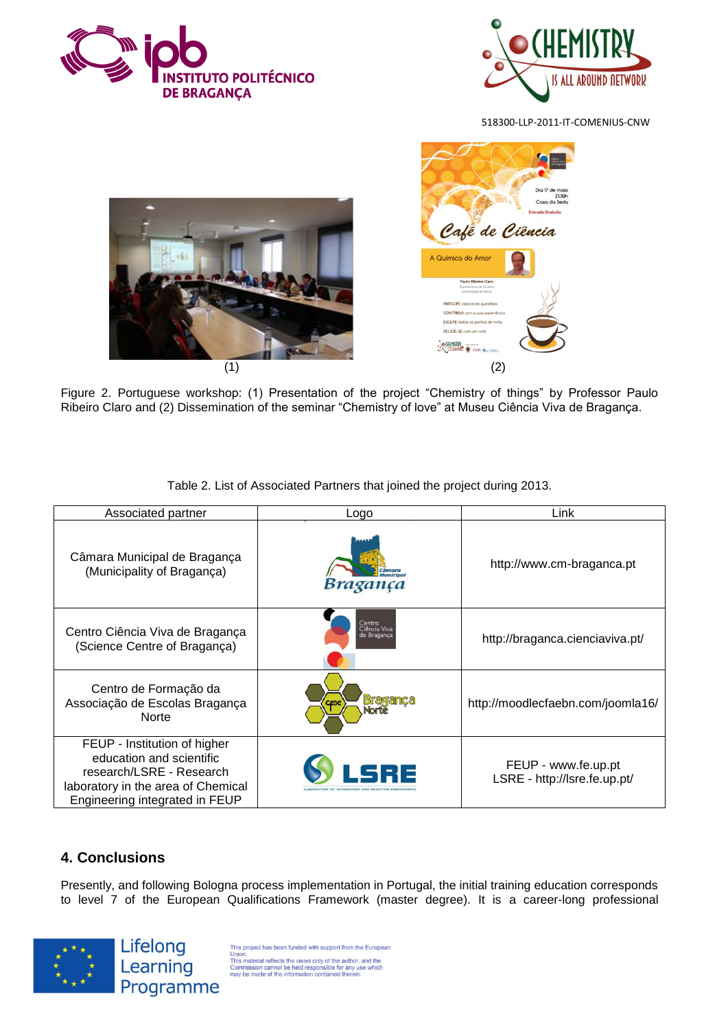(1) (2)

Figure 2. Portuguese workshop: (1) Presentation of the project "Chemistry of things" by Professor Paulo Ribeiro Claro and (2) Dissemination of the seminar "Chemistry of love" at Museu Ciência Viva de Bragança.

Table 2. List of Associated Partners that joined the project during 2013.

| Associated partner | Logo | Link |
|---|---|---|
| Câmara Municipal de Bragança (Municipality of Bragança) | | http://www.cm-braganca.pt |
| Centro Ciência Viva de Bragança (Science Centre of Bragança) | | http://braganca.cienciaviva.pt/ |
| Centro de Formação da Associação de Escolas Bragança Norte | | http://moodlecfaebn.com/joomla16/ |
| FEUP - Institution of higher education and scientific research/LSRE - Research laboratory in the area of Chemical Engineering integrated in FEUP | | FEUP - www.fe.up.pt LSRE - http://lsre.fe.up.pt/ |

## 4. Conclusions

Presently, and following Bologna process implementation in Portugal, the initial training education corresponds to level 7 of the European Qualifications Framework (master degree). It is a career-long professional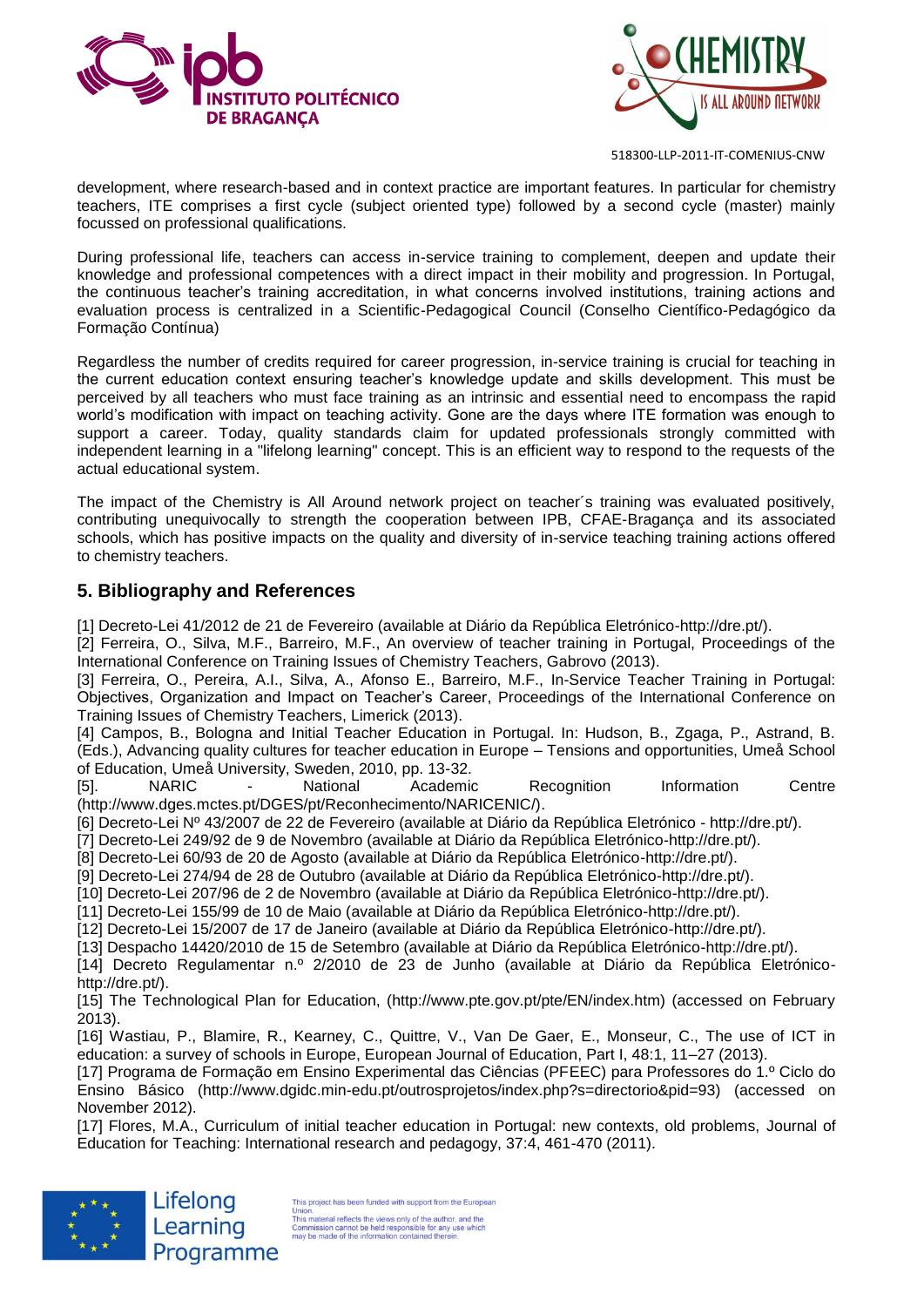development, where research-based and in context practice are important features. In particular for chemistry teachers, ITE comprises a first cycle (subject oriented type) followed by a second cycle (master) mainly focussed on professional qualifications.

During professional life, teachers can access in-service training to complement, deepen and update their knowledge and professional competences with a direct impact in their mobility and progression. In Portugal, the continuous teacher's training accreditation, in what concerns involved institutions, training actions and evaluation process is centralized in a Scientific-Pedagogical Council (Conselho Científico-Pedagógico da Formação Contínua)

Regardless the number of credits required for career progression, in-service training is crucial for teaching in the current education context ensuring teacher's knowledge update and skills development. This must be perceived by all teachers who must face training as an intrinsic and essential need to encompass the rapid world's modification with impact on teaching activity. Gone are the days where ITE formation was enough to support a career. Today, quality standards claim for updated professionals strongly committed with independent learning in a "lifelong learning" concept. This is an efficient way to respond to the requests of the actual educational system.

The impact of the Chemistry is All Around network project on teacher´s training was evaluated positively, contributing unequivocally to strength the cooperation between IPB, CFAE-Bragança and its associated schools, which has positive impacts on the quality and diversity of in-service teaching training actions offered to chemistry teachers.

## 5. Bibliography and References

[1] Decreto-Lei 41/2012 de 21 de Fevereiro (available at Diário da República Eletrónico-http://dre.pt/).
[2] Ferreira, O., Silva, M.F., Barreiro, M.F., An overview of teacher training in Portugal, Proceedings of the International Conference on Training Issues of Chemistry Teachers, Gabrovo (2013).
[3] Ferreira, O., Pereira, A.I., Silva, A., Afonso E., Barreiro, M.F., In-Service Teacher Training in Portugal: Objectives, Organization and Impact on Teacher's Career, Proceedings of the International Conference on Training Issues of Chemistry Teachers, Limerick (2013).
[4] Campos, B., Bologna and Initial Teacher Education in Portugal. In: Hudson, B., Zgaga, P., Astrand, B. (Eds.), Advancing quality cultures for teacher education in Europe – Tensions and opportunities, Umeå School of Education, Umeå University, Sweden, 2010, pp. 13-32.
[5]. NARIC - National Academic Recognition Information Centre (http://www.dges.mctes.pt/DGES/pt/Reconhecimento/NARICENIC/).
[6] Decreto-Lei Nº 43/2007 de 22 de Fevereiro (available at Diário da República Eletrónico - http://dre.pt/).
[7] Decreto-Lei 249/92 de 9 de Novembro (available at Diário da República Eletrónico-http://dre.pt/).
[8] Decreto-Lei 60/93 de 20 de Agosto (available at Diário da República Eletrónico-http://dre.pt/).
[9] Decreto-Lei 274/94 de 28 de Outubro (available at Diário da República Eletrónico-http://dre.pt/).
[10] Decreto-Lei 207/96 de 2 de Novembro (available at Diário da República Eletrónico-http://dre.pt/).
[11] Decreto-Lei 155/99 de 10 de Maio (available at Diário da República Eletrónico-http://dre.pt/).
[12] Decreto-Lei 15/2007 de 17 de Janeiro (available at Diário da República Eletrónico-http://dre.pt/).
[13] Despacho 14420/2010 de 15 de Setembro (available at Diário da República Eletrónico-http://dre.pt/).
[14] Decreto Regulamentar n.º 2/2010 de 23 de Junho (available at Diário da República Eletrónico-http://dre.pt/).
[15] The Technological Plan for Education, (http://www.pte.gov.pt/pte/EN/index.htm) (accessed on February 2013).
[16] Wastiau, P., Blamire, R., Kearney, C., Quittre, V., Van De Gaer, E., Monseur, C., The use of ICT in education: a survey of schools in Europe, European Journal of Education, Part I, 48:1, 11–27 (2013).
[17] Programa de Formação em Ensino Experimental das Ciências (PFEEC) para Professores do 1.º Ciclo do Ensino Básico (http://www.dgidc.min-edu.pt/outrosprojetos/index.php?s=directorio&pid=93) (accessed on November 2012).
[17] Flores, M.A., Curriculum of initial teacher education in Portugal: new contexts, old problems, Journal of Education for Teaching: International research and pedagogy, 37:4, 461-470 (2011).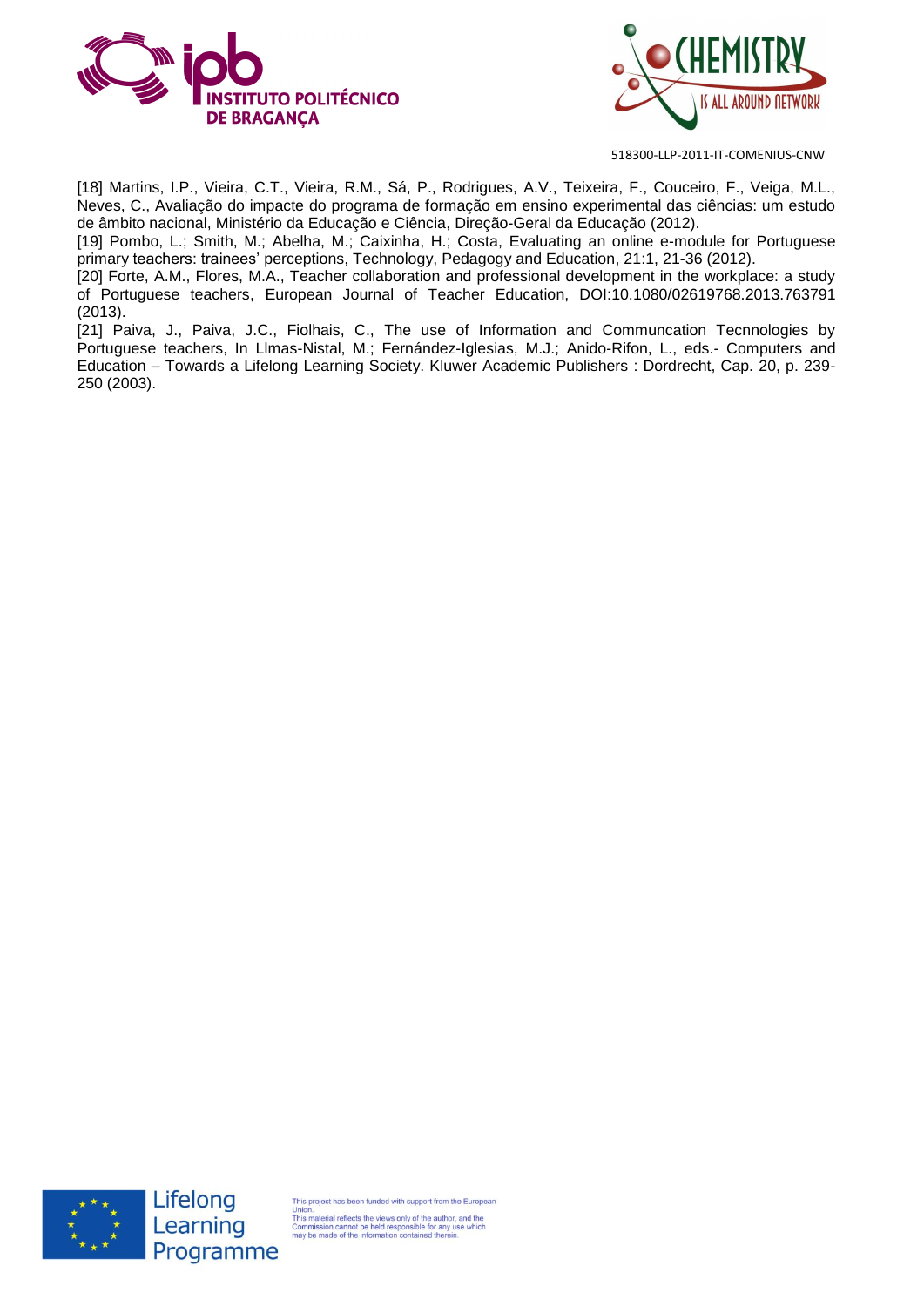[18] Martins, I.P., Vieira, C.T., Vieira, R.M., Sá, P., Rodrigues, A.V., Teixeira, F., Couceiro, F., Veiga, M.L., Neves, C., Avaliação do impacte do programa de formação em ensino experimental das ciências: um estudo de âmbito nacional, Ministério da Educação e Ciência, Direção-Geral da Educação (2012).

[19] Pombo, L.; Smith, M.; Abelha, M.; Caixinha, H.; Costa, Evaluating an online e-module for Portuguese primary teachers: trainees' perceptions, Technology, Pedagogy and Education, 21:1, 21-36 (2012).

[20] Forte, A.M., Flores, M.A., Teacher collaboration and professional development in the workplace: a study of Portuguese teachers, European Journal of Teacher Education, DOI:10.1080/02619768.2013.763791 (2013).

[21] Paiva, J., Paiva, J.C., Fiolhais, C., The use of Information and Communcation Tecnnologies by Portuguese teachers, In Llmas-Nistal, M.; Fernández-Iglesias, M.J.; Anido-Rifon, L., eds.- Computers and Education – Towards a Lifelong Learning Society. Kluwer Academic Publishers : Dordrecht, Cap. 20, p. 239-250 (2003).